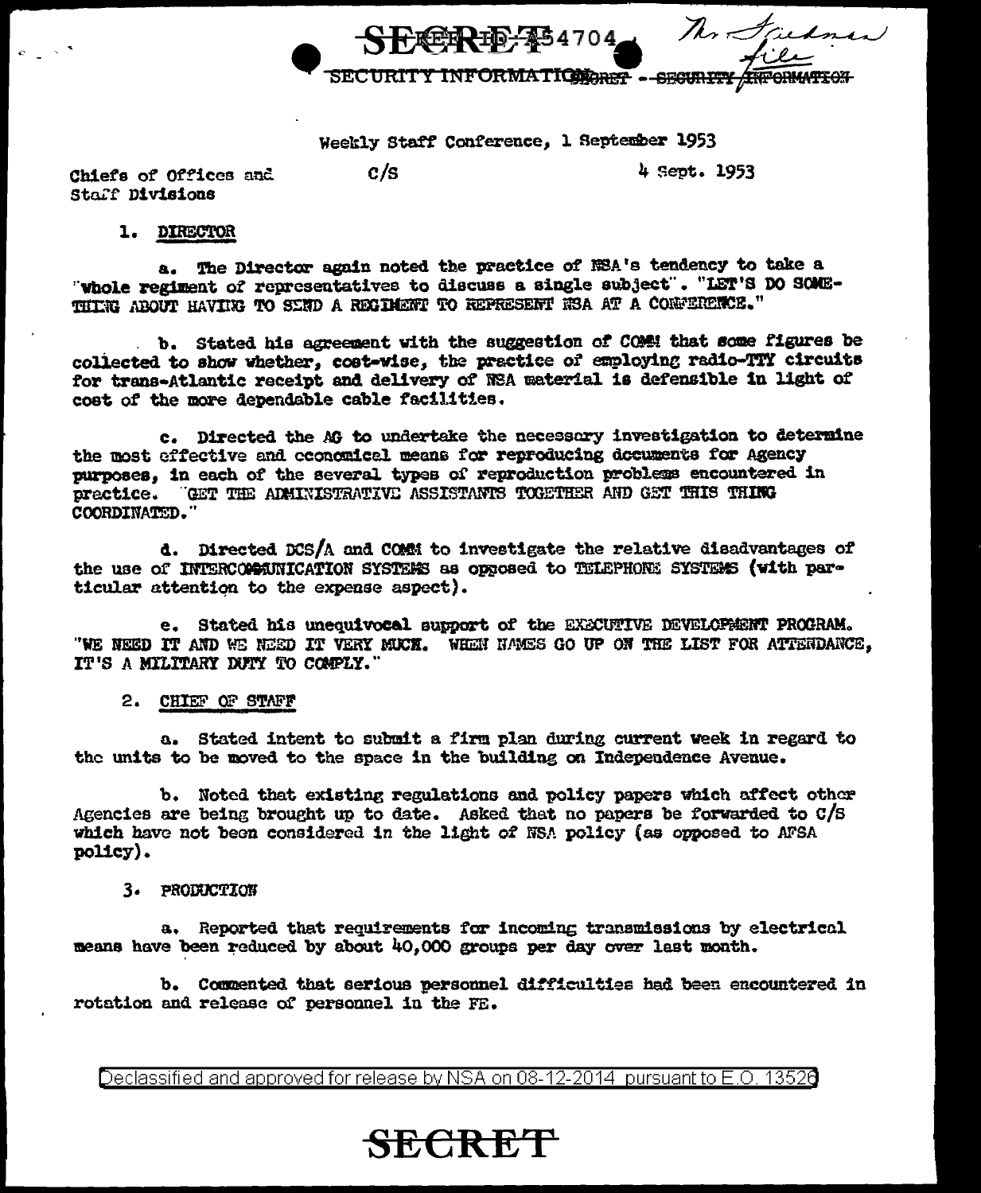SECRET
SECURITY INFORMATION

Weekly Staff Conference, 1 September 1953

Chiefs of Offices and Staff Divisions — C/S — 4 Sept. 1953

1. DIRECTOR

a. The Director again noted the practice of NSA's tendency to take a "whole regiment of representatives to discuss a single subject". "LET'S DO SOMETHING ABOUT HAVING TO SEND A REGIMENT TO REPRESENT NSA AT A CONFERENCE."

b. Stated his agreement with the suggestion of COMM that some figures be collected to show whether, cost-wise, the practice of employing radio-TTY circuits for trans-Atlantic receipt and delivery of NSA material is defensible in light of cost of the more dependable cable facilities.

c. Directed the AG to undertake the necessary investigation to determine the most effective and economical means for reproducing documents for Agency purposes, in each of the several types of reproduction problems encountered in practice. "GET THE ADMINISTRATIVE ASSISTANTS TOGETHER AND GET THIS THING COORDINATED."

d. Directed DCS/A and COMM to investigate the relative disadvantages of the use of INTERCOMMUNICATION SYSTEMS as opposed to TELEPHONE SYSTEMS (with particular attention to the expense aspect).

e. Stated his unequivocal support of the EXECUTIVE DEVELOPMENT PROGRAM. "WE NEED IT AND WE NEED IT VERY MUCH. WHEN NAMES GO UP ON THE LIST FOR ATTENDANCE, IT'S A MILITARY DUTY TO COMPLY."

2. CHIEF OF STAFF

a. Stated intent to submit a firm plan during current week in regard to the units to be moved to the space in the building on Independence Avenue.

b. Noted that existing regulations and policy papers which affect other Agencies are being brought up to date. Asked that no papers be forwarded to C/S which have not been considered in the light of NSA policy (as opposed to AFSA policy).

3. PRODUCTION

a. Reported that requirements for incoming transmissions by electrical means have been reduced by about 40,000 groups per day over last month.

b. Commented that serious personnel difficulties had been encountered in rotation and release of personnel in the FE.

Declassified and approved for release by NSA on 08-12-2014 pursuant to E.O. 13526

SECRET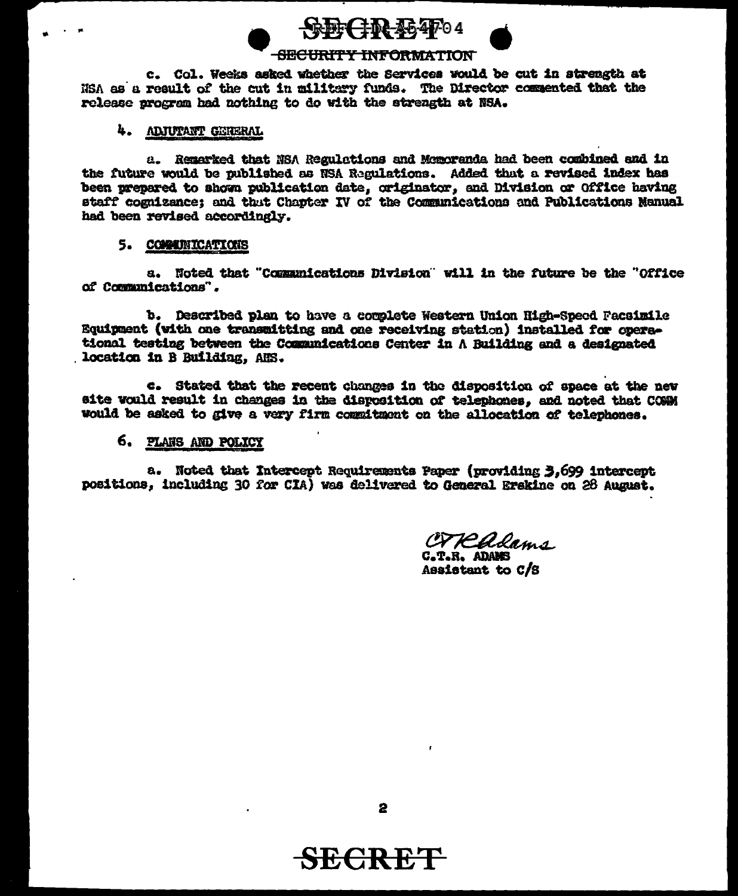SECRET REF ID:A64704

~~SECURITY INFORMATION~~

c. Col. Weeks asked whether the Services would be cut in strength at NSA as a result of the cut in military funds. The Director commented that the release program had nothing to do with the strength at NSA.

4. ADJUTANT GENERAL

a. Remarked that NSA Regulations and Memoranda had been combined and in the future would be published as NSA Regulations. Added that a revised index has been prepared to shown publication date, originator, and Division or Office having staff cognizance; and that Chapter IV of the Communications and Publications Manual had been revised accordingly.

5. COMMUNICATIONS

a. Noted that "Communications Division" will in the future be the "Office of Communications".

b. Described plan to have a complete Western Union High-Speed Facsimile Equipment (with one transmitting and one receiving station) installed for operational testing between the Communications Center in A Building and a designated location in B Building, AHS.

c. Stated that the recent changes in the disposition of space at the new site would result in changes in the disposition of telephones, and noted that COMM would be asked to give a very firm commitment on the allocation of telephones.

6. PLANS AND POLICY

a. Noted that Intercept Requirements Paper (providing 3,699 intercept positions, including 30 for CIA) was delivered to General Erskine on 28 August.

C.T.R. Adams
C.T.R. ADAMS
Assistant to C/S

SECRET